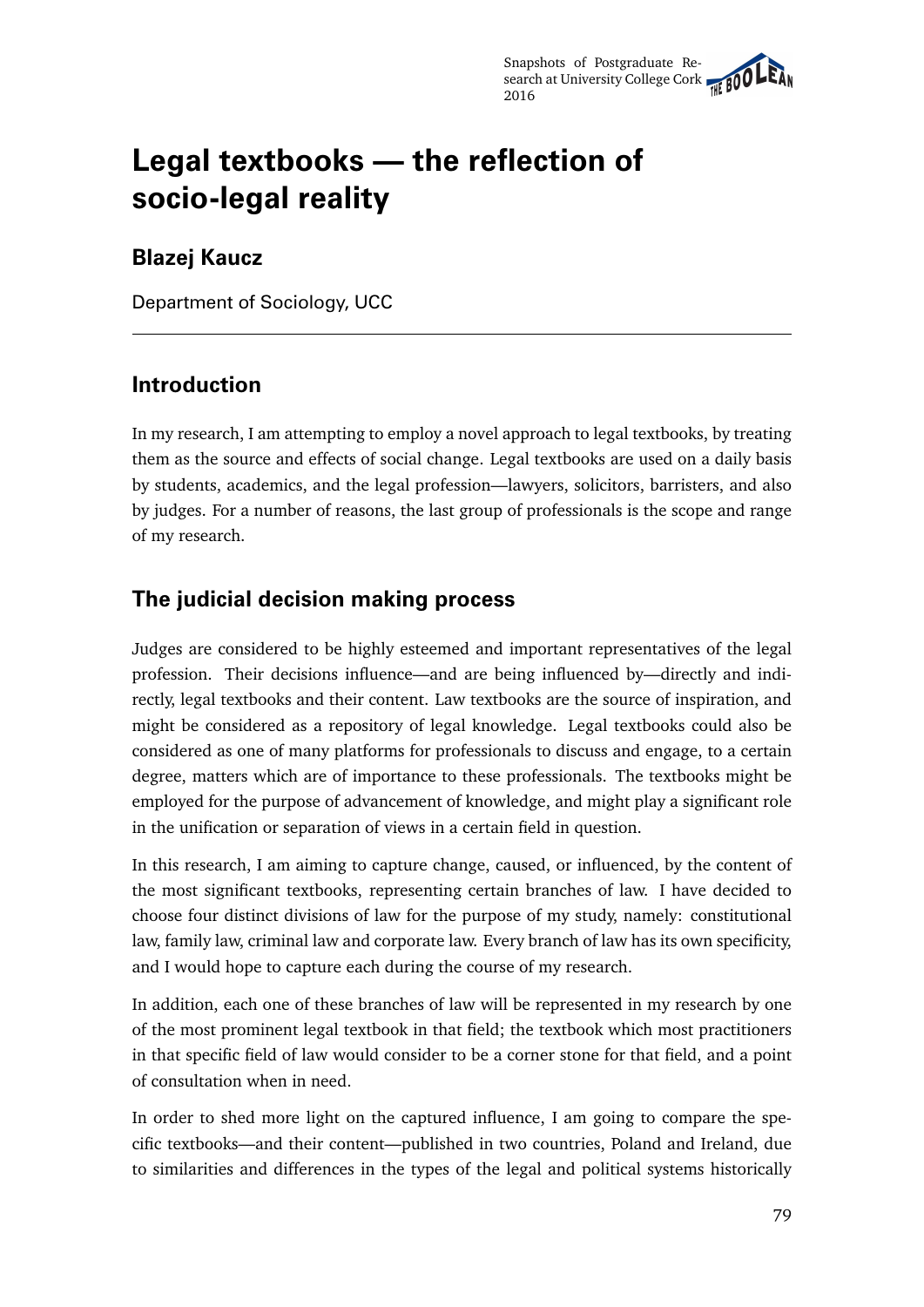# Legal textbooks — the reflection of socio-legal reality

## Blazej Kaucz

Department of Sociology, UCC

---

## Introduction

In my research, I am attempting to employ a novel approach to legal textbooks, by treating them as the source and effects of social change. Legal textbooks are used on a daily basis by students, academics, and the legal profession—lawyers, solicitors, barristers, and also by judges. For a number of reasons, the last group of professionals is the scope and range of my research.

## The judicial decision making process

Judges are considered to be highly esteemed and important representatives of the legal profession. Their decisions influence—and are being influenced by—directly and indirectly, legal textbooks and their content. Law textbooks are the source of inspiration, and might be considered as a repository of legal knowledge. Legal textbooks could also be considered as one of many platforms for professionals to discuss and engage, to a certain degree, matters which are of importance to these professionals. The textbooks might be employed for the purpose of advancement of knowledge, and might play a significant role in the unification or separation of views in a certain field in question.

In this research, I am aiming to capture change, caused, or influenced, by the content of the most significant textbooks, representing certain branches of law. I have decided to choose four distinct divisions of law for the purpose of my study, namely: constitutional law, family law, criminal law and corporate law. Every branch of law has its own specificity, and I would hope to capture each during the course of my research.

In addition, each one of these branches of law will be represented in my research by one of the most prominent legal textbook in that field; the textbook which most practitioners in that specific field of law would consider to be a corner stone for that field, and a point of consultation when in need.

In order to shed more light on the captured influence, I am going to compare the specific textbooks—and their content—published in two countries, Poland and Ireland, due to similarities and differences in the types of the legal and political systems historically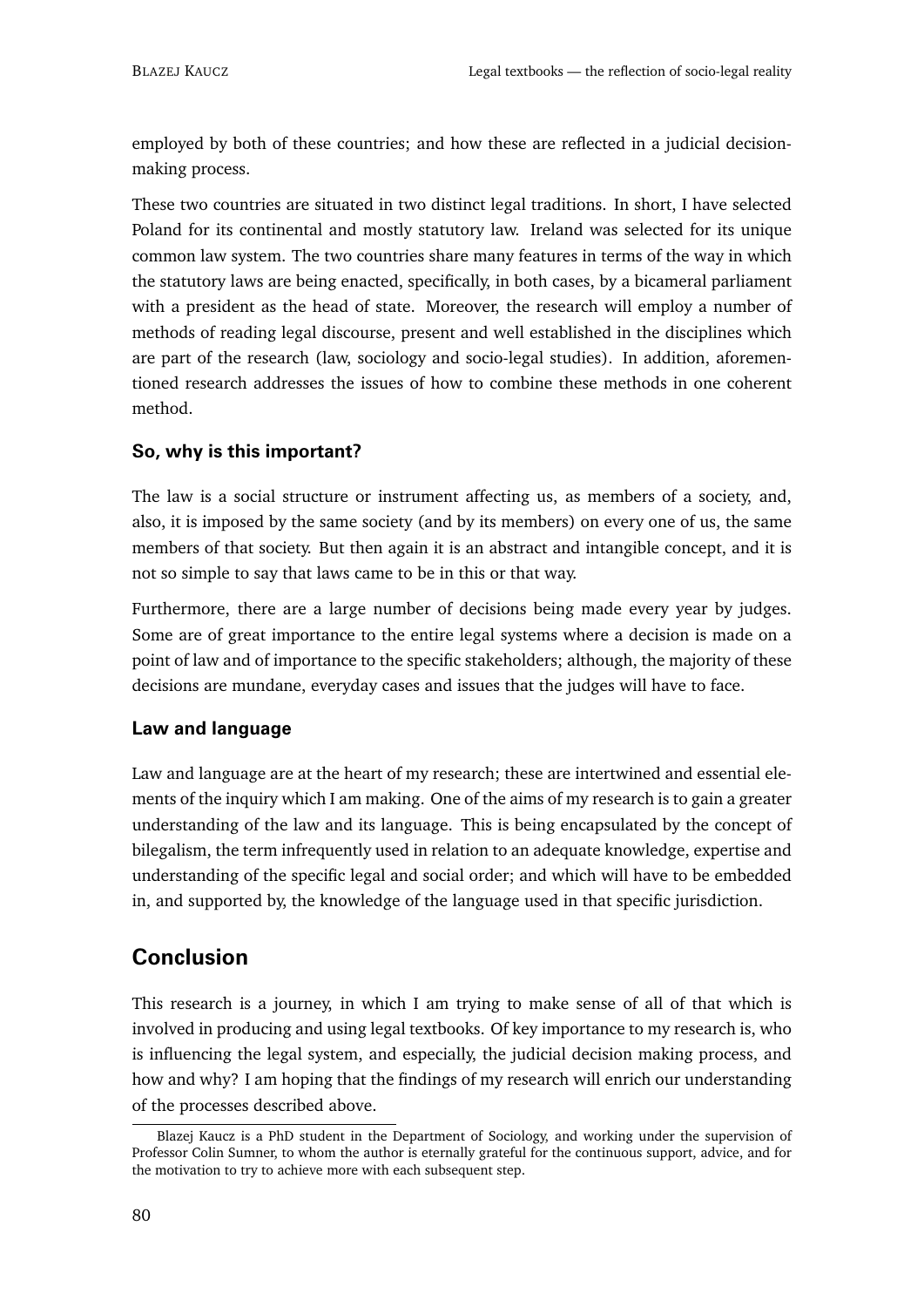employed by both of these countries; and how these are reflected in a judicial decision-making process.

These two countries are situated in two distinct legal traditions. In short, I have selected Poland for its continental and mostly statutory law. Ireland was selected for its unique common law system. The two countries share many features in terms of the way in which the statutory laws are being enacted, specifically, in both cases, by a bicameral parliament with a president as the head of state. Moreover, the research will employ a number of methods of reading legal discourse, present and well established in the disciplines which are part of the research (law, sociology and socio-legal studies). In addition, aforementioned research addresses the issues of how to combine these methods in one coherent method.

### So, why is this important?

The law is a social structure or instrument affecting us, as members of a society, and, also, it is imposed by the same society (and by its members) on every one of us, the same members of that society. But then again it is an abstract and intangible concept, and it is not so simple to say that laws came to be in this or that way.

Furthermore, there are a large number of decisions being made every year by judges. Some are of great importance to the entire legal systems where a decision is made on a point of law and of importance to the specific stakeholders; although, the majority of these decisions are mundane, everyday cases and issues that the judges will have to face.

### Law and language

Law and language are at the heart of my research; these are intertwined and essential elements of the inquiry which I am making. One of the aims of my research is to gain a greater understanding of the law and its language. This is being encapsulated by the concept of bilegalism, the term infrequently used in relation to an adequate knowledge, expertise and understanding of the specific legal and social order; and which will have to be embedded in, and supported by, the knowledge of the language used in that specific jurisdiction.

## Conclusion

This research is a journey, in which I am trying to make sense of all of that which is involved in producing and using legal textbooks. Of key importance to my research is, who is influencing the legal system, and especially, the judicial decision making process, and how and why? I am hoping that the findings of my research will enrich our understanding of the processes described above.

---

Blazej Kaucz is a PhD student in the Department of Sociology, and working under the supervision of Professor Colin Sumner, to whom the author is eternally grateful for the continuous support, advice, and for the motivation to try to achieve more with each subsequent step.